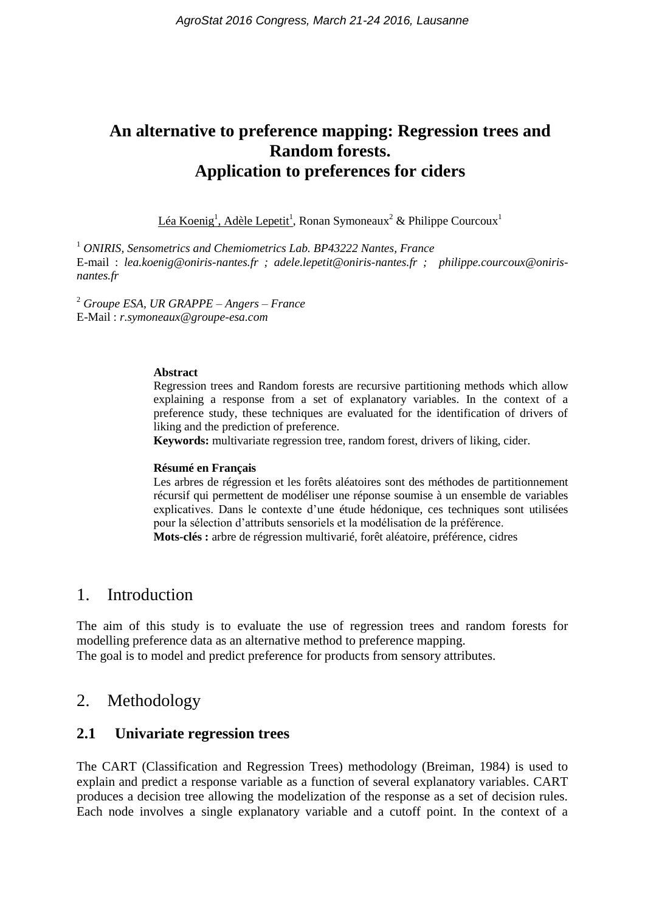# An alternative to preference mapping: Regression trees and Random forests. Application to preferences for ciders

Léa Koenig[1], Adèle Lepetit[1], Ronan Symoneaux[2] & Philippe Courcoux[1]

[1] *ONIRIS, Sensometrics and Chemiometrics Lab. BP43222 Nantes, France*
E-mail : *lea.koenig@oniris-nantes.fr ; adele.lepetit@oniris-nantes.fr ; philippe.courcoux@oniris-nantes.fr*

[2] *Groupe ESA, UR GRAPPE – Angers – France*
E-Mail : *r.symoneaux@groupe-esa.com*

**Abstract**

Regression trees and Random forests are recursive partitioning methods which allow explaining a response from a set of explanatory variables. In the context of a preference study, these techniques are evaluated for the identification of drivers of liking and the prediction of preference.

**Keywords:** multivariate regression tree, random forest, drivers of liking, cider.

**Résumé en Français**

Les arbres de régression et les forêts aléatoires sont des méthodes de partitionnement récursif qui permettent de modéliser une réponse soumise à un ensemble de variables explicatives. Dans le contexte d'une étude hédonique, ces techniques sont utilisées pour la sélection d'attributs sensoriels et la modélisation de la préférence.

**Mots-clés :** arbre de régression multivarié, forêt aléatoire, préférence, cidres

## 1. Introduction

The aim of this study is to evaluate the use of regression trees and random forests for modelling preference data as an alternative method to preference mapping.
The goal is to model and predict preference for products from sensory attributes.

## 2. Methodology

### 2.1 Univariate regression trees

The CART (Classification and Regression Trees) methodology (Breiman, 1984) is used to explain and predict a response variable as a function of several explanatory variables. CART produces a decision tree allowing the modelization of the response as a set of decision rules. Each node involves a single explanatory variable and a cutoff point. In the context of a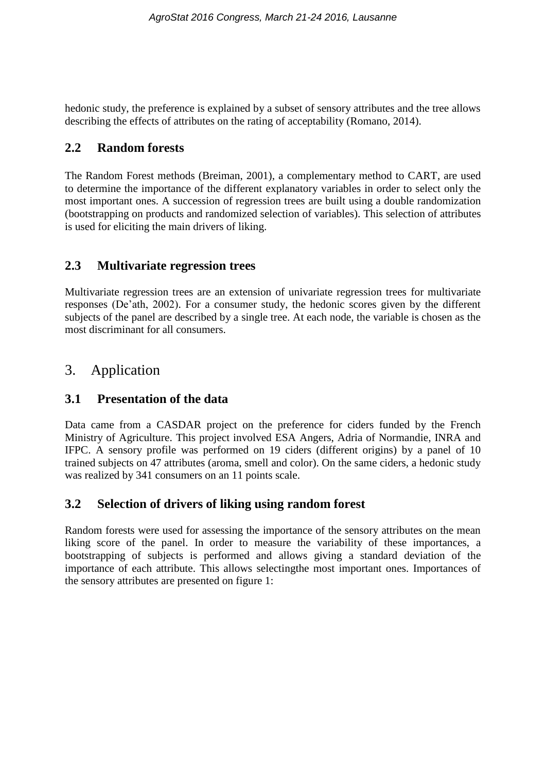hedonic study, the preference is explained by a subset of sensory attributes and the tree allows describing the effects of attributes on the rating of acceptability (Romano, 2014).

### 2.2 Random forests

The Random Forest methods (Breiman, 2001), a complementary method to CART, are used to determine the importance of the different explanatory variables in order to select only the most important ones. A succession of regression trees are built using a double randomization (bootstrapping on products and randomized selection of variables). This selection of attributes is used for eliciting the main drivers of liking.

### 2.3 Multivariate regression trees

Multivariate regression trees are an extension of univariate regression trees for multivariate responses (De'ath, 2002). For a consumer study, the hedonic scores given by the different subjects of the panel are described by a single tree. At each node, the variable is chosen as the most discriminant for all consumers.

## 3. Application

### 3.1 Presentation of the data

Data came from a CASDAR project on the preference for ciders funded by the French Ministry of Agriculture. This project involved ESA Angers, Adria of Normandie, INRA and IFPC. A sensory profile was performed on 19 ciders (different origins) by a panel of 10 trained subjects on 47 attributes (aroma, smell and color). On the same ciders, a hedonic study was realized by 341 consumers on an 11 points scale.

### 3.2 Selection of drivers of liking using random forest

Random forests were used for assessing the importance of the sensory attributes on the mean liking score of the panel. In order to measure the variability of these importances, a bootstrapping of subjects is performed and allows giving a standard deviation of the importance of each attribute. This allows selectingthe most important ones. Importances of the sensory attributes are presented on figure 1: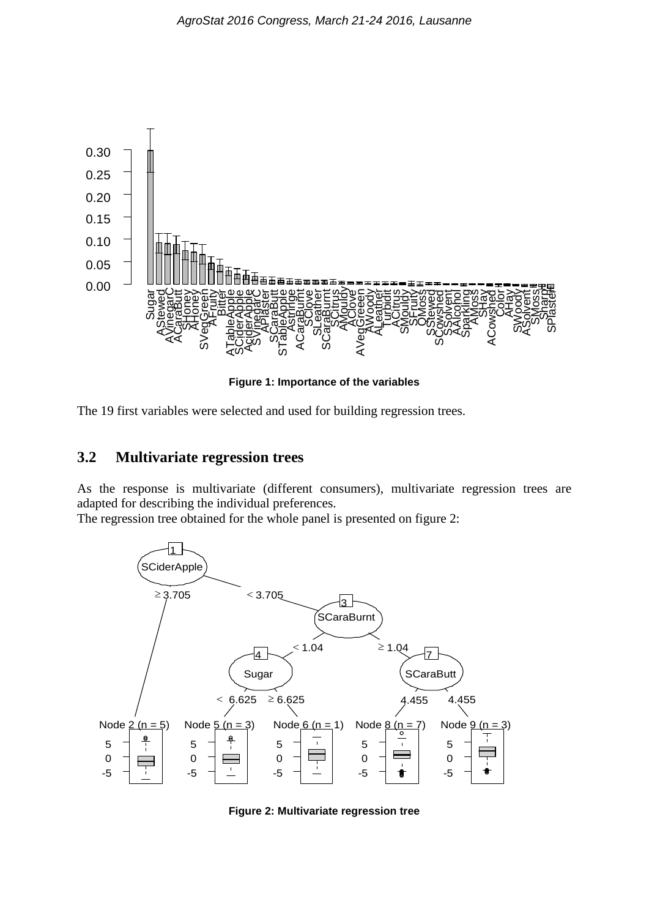Figure 1: Importance of the variables

The 19 first variables were selected and used for building regression trees.

## 3.2 Multivariate regression trees

As the response is multivariate (different consumers), multivariate regression trees are adapted for describing the individual preferences.
The regression tree obtained for the whole panel is presented on figure 2:

Figure 2: Multivariate regression tree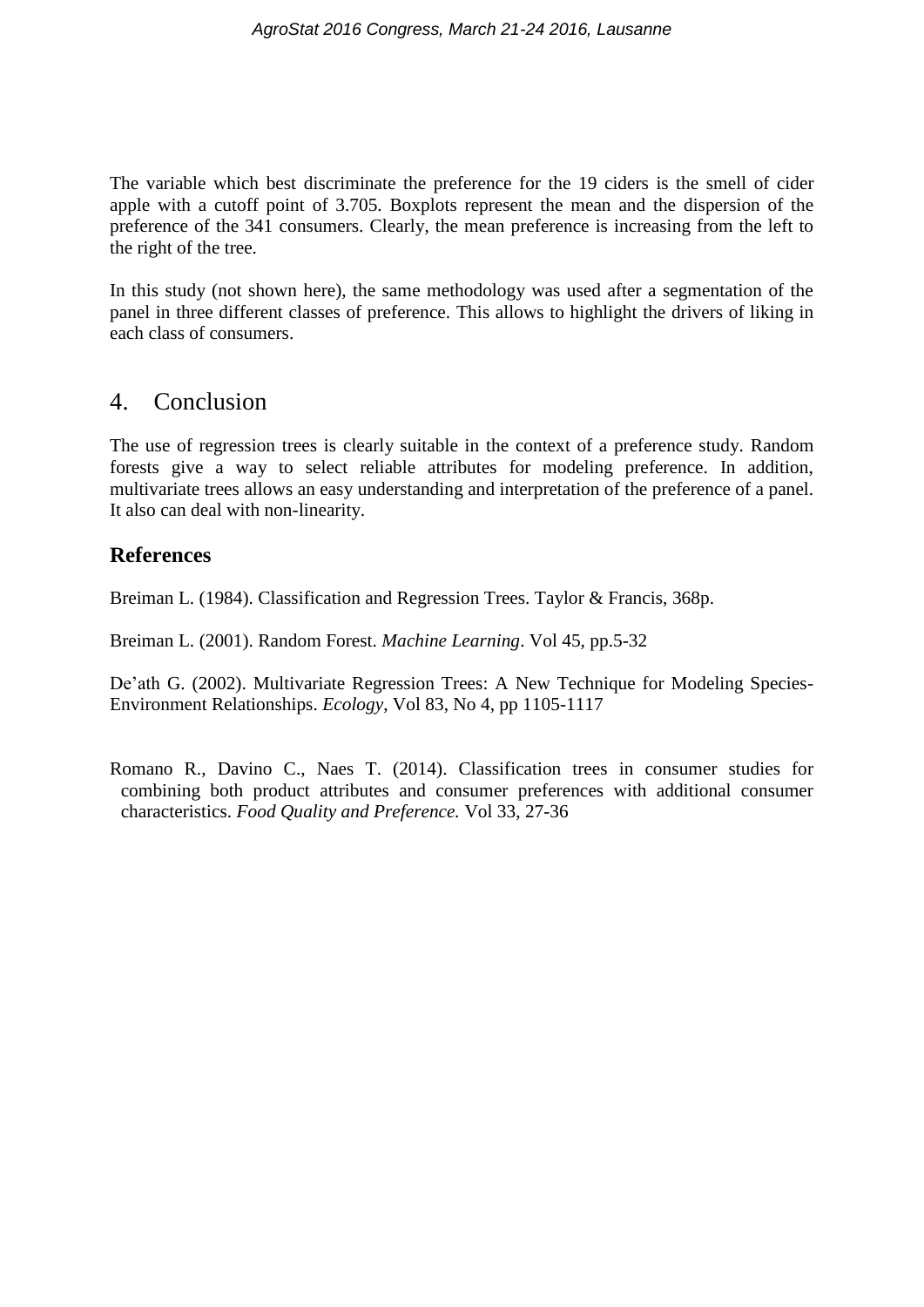The variable which best discriminate the preference for the 19 ciders is the smell of cider apple with a cutoff point of 3.705. Boxplots represent the mean and the dispersion of the preference of the 341 consumers. Clearly, the mean preference is increasing from the left to the right of the tree.

In this study (not shown here), the same methodology was used after a segmentation of the panel in three different classes of preference. This allows to highlight the drivers of liking in each class of consumers.

## 4. Conclusion

The use of regression trees is clearly suitable in the context of a preference study. Random forests give a way to select reliable attributes for modeling preference. In addition, multivariate trees allows an easy understanding and interpretation of the preference of a panel. It also can deal with non-linearity.

### References

Breiman L. (1984). Classification and Regression Trees. Taylor & Francis, 368p.

Breiman L. (2001). Random Forest. *Machine Learning*. Vol 45, pp.5-32

De'ath G. (2002). Multivariate Regression Trees: A New Technique for Modeling Species-Environment Relationships. *Ecology*, Vol 83, No 4, pp 1105-1117

Romano R., Davino C., Naes T. (2014). Classification trees in consumer studies for combining both product attributes and consumer preferences with additional consumer characteristics. *Food Quality and Preference.* Vol 33, 27-36